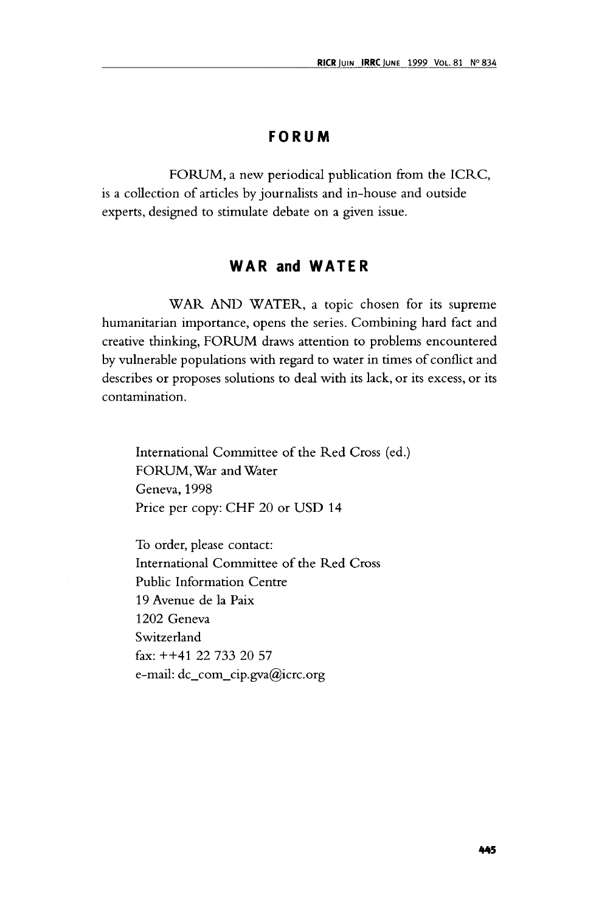# FORUM

FORUM, a new periodical publication from the ICRC, is a collection of articles by journalists and in-house and outside experts, designed to stimulate debate on a given issue.

## WAR and WATER

WAR AND WATER, a topic chosen for its supreme humanitarian importance, opens the series. Combining hard fact and creative thinking, FORUM draws attention to problems encountered by vulnerable populations with regard to water in times of conflict and describes or proposes solutions to deal with its lack, or its excess, or its contamination.

International Committee of the Red Cross (ed.)
FORUM, War and Water
Geneva, 1998
Price per copy: CHF 20 or USD 14

To order, please contact:
International Committee of the Red Cross
Public Information Centre
19 Avenue de la Paix
1202 Geneva
Switzerland
fax: ++41 22 733 20 57
e-mail: dc_com_cip.gva@icrc.org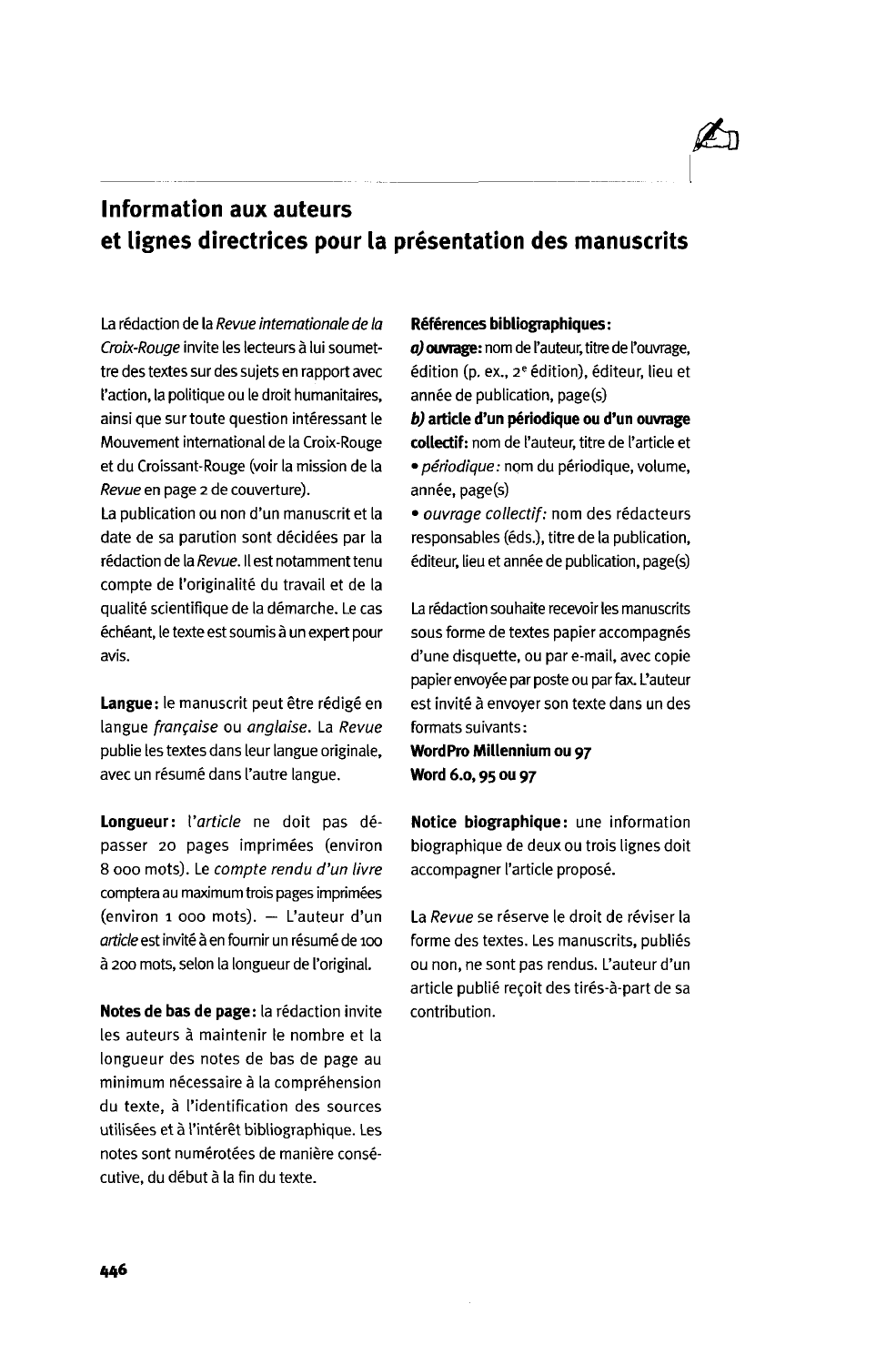# Information aux auteurs et lignes directrices pour la présentation des manuscrits

La rédaction de la *Revue internationale de la Croix-Rouge* invite les lecteurs à lui soumettre des textes sur des sujets en rapport avec l'action, la politique ou le droit humanitaires, ainsi que sur toute question intéressant le Mouvement international de la Croix-Rouge et du Croissant-Rouge (voir la mission de la *Revue* en page 2 de couverture).

La publication ou non d'un manuscrit et la date de sa parution sont décidées par la rédaction de la *Revue*. Il est notamment tenu compte de l'originalité du travail et de la qualité scientifique de la démarche. Le cas échéant, le texte est soumis à un expert pour avis.

**Langue :** le manuscrit peut être rédigé en langue *française* ou *anglaise*. La *Revue* publie les textes dans leur langue originale, avec un résumé dans l'autre langue.

**Longueur :** l'*article* ne doit pas dépasser 20 pages imprimées (environ 8 000 mots). Le *compte rendu d'un livre* comptera au maximum trois pages imprimées (environ 1 000 mots). — L'auteur d'un *article* est invité à en fournir un résumé de 100 à 200 mots, selon la longueur de l'original.

**Notes de bas de page :** la rédaction invite les auteurs à maintenir le nombre et la longueur des notes de bas de page au minimum nécessaire à la compréhension du texte, à l'identification des sources utilisées et à l'intérêt bibliographique. Les notes sont numérotées de manière consécutive, du début à la fin du texte.

**Références bibliographiques :**

***a)* ouvrage :** nom de l'auteur, titre de l'ouvrage, édition (p. ex., 2[e] édition), éditeur, lieu et année de publication, page(s)

***b)* article d'un périodique ou d'un ouvrage collectif :** nom de l'auteur, titre de l'article et

- *périodique :* nom du périodique, volume, année, page(s)
- *ouvrage collectif :* nom des rédacteurs responsables (éds.), titre de la publication, éditeur, lieu et année de publication, page(s)

La rédaction souhaite recevoir les manuscrits sous forme de textes papier accompagnés d'une disquette, ou par e-mail, avec copie papier envoyée par poste ou par fax. L'auteur est invité à envoyer son texte dans un des formats suivants :

**WordPro Millennium ou 97**
**Word 6.0, 95 ou 97**

**Notice biographique :** une information biographique de deux ou trois lignes doit accompagner l'article proposé.

La *Revue* se réserve le droit de réviser la forme des textes. Les manuscrits, publiés ou non, ne sont pas rendus. L'auteur d'un article publié reçoit des tirés-à-part de sa contribution.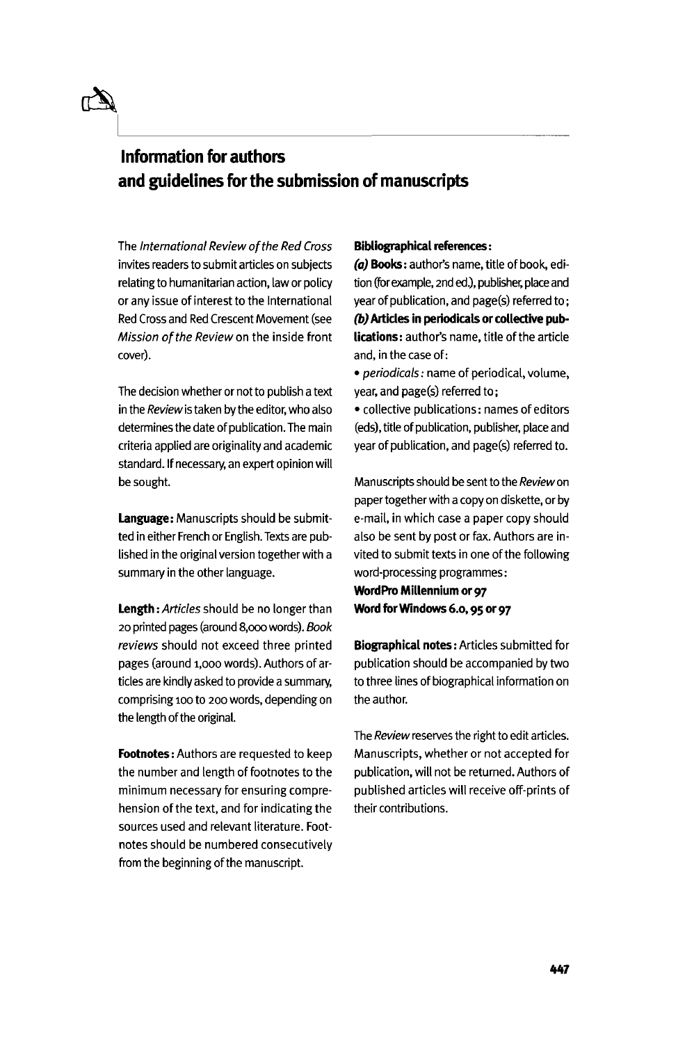# Information for authors and guidelines for the submission of manuscripts

The *International Review of the Red Cross* invites readers to submit articles on subjects relating to humanitarian action, law or policy or any issue of interest to the International Red Cross and Red Crescent Movement (see *Mission of the Review* on the inside front cover).

The decision whether or not to publish a text in the *Review* is taken by the editor, who also determines the date of publication. The main criteria applied are originality and academic standard. If necessary, an expert opinion will be sought.

**Language:** Manuscripts should be submitted in either French or English. Texts are published in the original version together with a summary in the other language.

**Length:** *Articles* should be no longer than 20 printed pages (around 8,000 words). *Book reviews* should not exceed three printed pages (around 1,000 words). Authors of articles are kindly asked to provide a summary, comprising 100 to 200 words, depending on the length of the original.

**Footnotes:** Authors are requested to keep the number and length of footnotes to the minimum necessary for ensuring comprehension of the text, and for indicating the sources used and relevant literature. Footnotes should be numbered consecutively from the beginning of the manuscript.

**Bibliographical references:**

***(a)* Books:** author's name, title of book, edition (for example, 2nd ed.), publisher, place and year of publication, and page(s) referred to;

***(b)* Articles in periodicals or collective publications:** author's name, title of the article and, in the case of:

- *periodicals:* name of periodical, volume, year, and page(s) referred to;
- collective publications: names of editors (eds), title of publication, publisher, place and year of publication, and page(s) referred to.

Manuscripts should be sent to the *Review* on paper together with a copy on diskette, or by e-mail, in which case a paper copy should also be sent by post or fax. Authors are invited to submit texts in one of the following word-processing programmes:

**WordPro Millennium or 97**
**Word for Windows 6.0, 95 or 97**

**Biographical notes:** Articles submitted for publication should be accompanied by two to three lines of biographical information on the author.

The *Review* reserves the right to edit articles. Manuscripts, whether or not accepted for publication, will not be returned. Authors of published articles will receive off-prints of their contributions.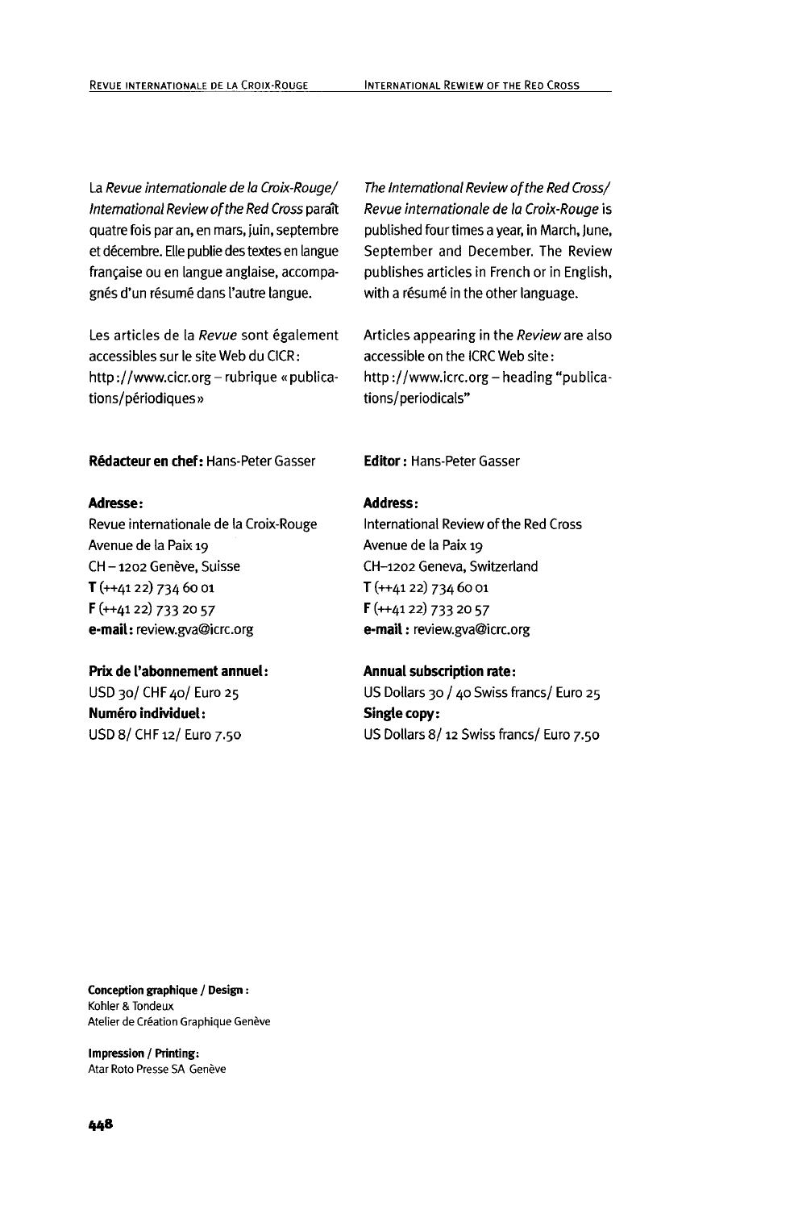La *Revue internationale de la Croix-Rouge/ International Review of the Red Cross* paraît quatre fois par an, en mars, juin, septembre et décembre. Elle publie des textes en langue française ou en langue anglaise, accompagnés d'un résumé dans l'autre langue.

Les articles de la *Revue* sont également accessibles sur le site Web du CICR: http://www.cicr.org – rubrique « publications/périodiques »

**Rédacteur en chef:** Hans-Peter Gasser

**Adresse:**
Revue internationale de la Croix-Rouge
Avenue de la Paix 19
CH – 1202 Genève, Suisse
**T** (++41 22) 734 60 01
**F** (++41 22) 733 20 57
**e-mail:** review.gva@icrc.org

**Prix de l'abonnement annuel:**
USD 30/ CHF 40/ Euro 25
**Numéro individuel:**
USD 8/ CHF 12/ Euro 7.50

*The International Review of the Red Cross/ Revue internationale de la Croix-Rouge* is published four times a year, in March, June, September and December. The Review publishes articles in French or in English, with a résumé in the other language.

Articles appearing in the *Review* are also accessible on the ICRC Web site: http://www.icrc.org – heading "publications/periodicals"

**Editor:** Hans-Peter Gasser

**Address:**
International Review of the Red Cross
Avenue de la Paix 19
CH–1202 Geneva, Switzerland
**T** (++41 22) 734 60 01
**F** (++41 22) 733 20 57
**e-mail:** review.gva@icrc.org

**Annual subscription rate:**
US Dollars 30 / 40 Swiss francs/ Euro 25
**Single copy:**
US Dollars 8/ 12 Swiss francs/ Euro 7.50

**Conception graphique / Design:**
Kohler & Tondeux
Atelier de Création Graphique Genève

**Impression / Printing:**
Atar Roto Presse SA Genève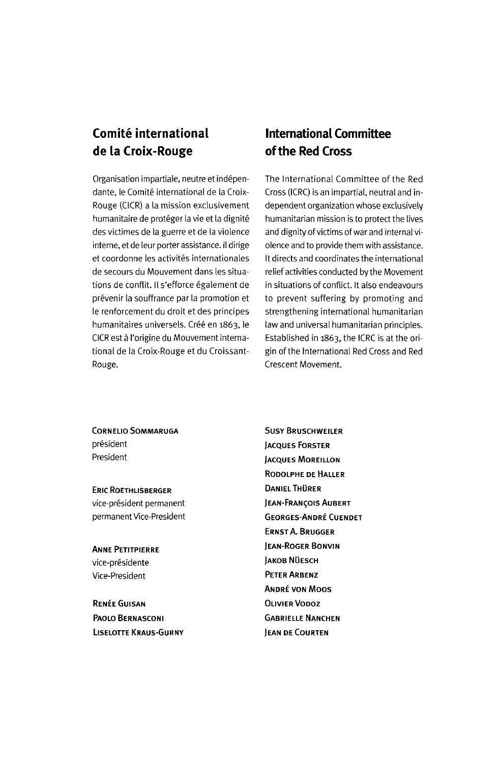## Comité international de la Croix-Rouge

Organisation impartiale, neutre et indépendante, le Comité international de la Croix-Rouge (CICR) a la mission exclusivement humanitaire de protéger la vie et la dignité des victimes de la guerre et de la violence interne, et de leur porter assistance. Il dirige et coordonne les activités internationales de secours du Mouvement dans les situations de conflit. Il s'efforce également de prévenir la souffrance par la promotion et le renforcement du droit et des principes humanitaires universels. Créé en 1863, le CICR est à l'origine du Mouvement international de la Croix-Rouge et du Croissant-Rouge.

## International Committee of the Red Cross

The International Committee of the Red Cross (ICRC) is an impartial, neutral and independent organization whose exclusively humanitarian mission is to protect the lives and dignity of victims of war and internal violence and to provide them with assistance. It directs and coordinates the international relief activities conducted by the Movement in situations of conflict. It also endeavours to prevent suffering by promoting and strengthening international humanitarian law and universal humanitarian principles. Established in 1863, the ICRC is at the origin of the International Red Cross and Red Crescent Movement.

**Cornelio Sommaruga**
président
President

**Eric Roethlisberger**
vice-président permanent
permanent Vice-President

**Anne Petitpierre**
vice-présidente
Vice-President

**Renée Guisan**
**Paolo Bernasconi**
**Liselotte Kraus-Gurny**
**Susy Bruschweiler**
**Jacques Forster**
**Jacques Moreillon**
**Rodolphe de Haller**
**Daniel Thürer**
**Jean-François Aubert**
**Georges-André Cuendet**
**Ernst A. Brugger**
**Jean-Roger Bonvin**
**Jakob Nüesch**
**Peter Arbenz**
**André von Moos**
**Olivier Vodoz**
**Gabrielle Nanchen**
**Jean de Courten**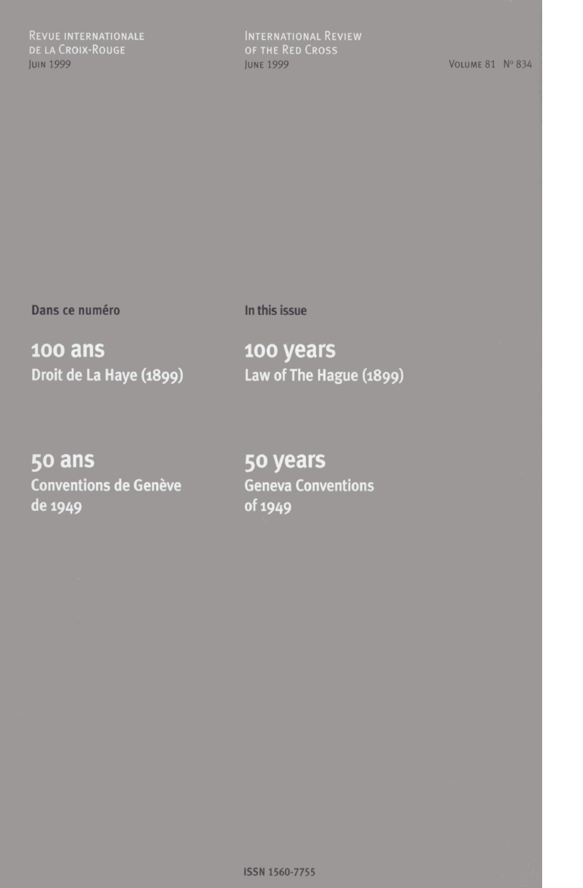Revue internationale de la Croix-Rouge
Juin 1999

International Review of the Red Cross
June 1999

Volume 81 N° 834

Dans ce numéro

## 100 ans

Droit de La Haye (1899)

## 50 ans

Conventions de Genève de 1949

In this issue

## 100 years

Law of The Hague (1899)

## 50 years

Geneva Conventions of 1949

ISSN 1560-7755